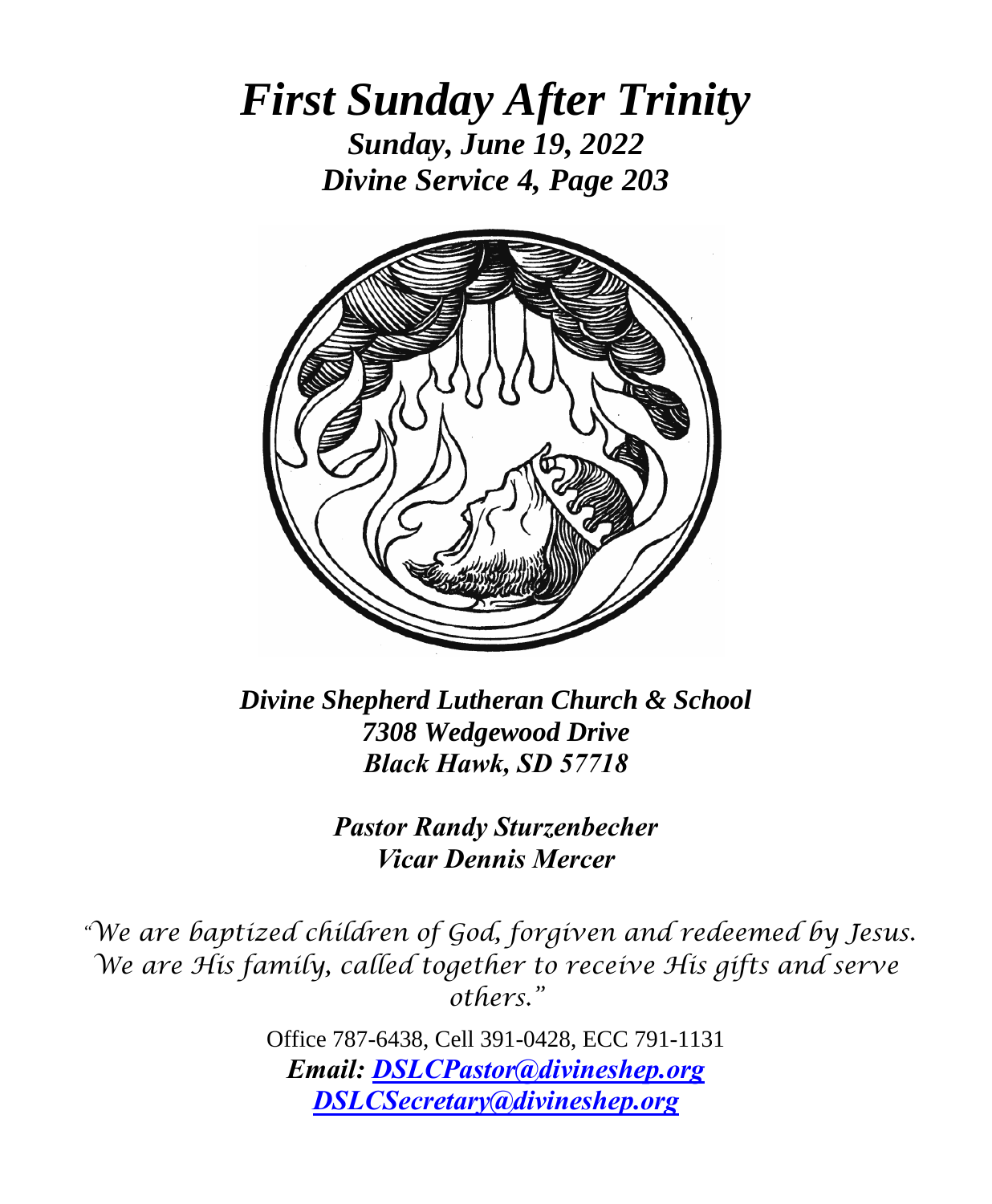# *First Sunday After Trinity*

***Sunday, June 19, 2022***
***Divine Service 4, Page 203***

***Divine Shepherd Lutheran Church & School***
***7308 Wedgewood Drive***
***Black Hawk, SD 57718***

***Pastor Randy Sturzenbecher***
***Vicar Dennis Mercer***

*"We are baptized children of God, forgiven and redeemed by Jesus. We are His family, called together to receive His gifts and serve others."*

Office 787-6438, Cell 391-0428, ECC 791-1131
***Email: DSLCPastor@divineshep.org***
***DSLCSecretary@divineshep.org***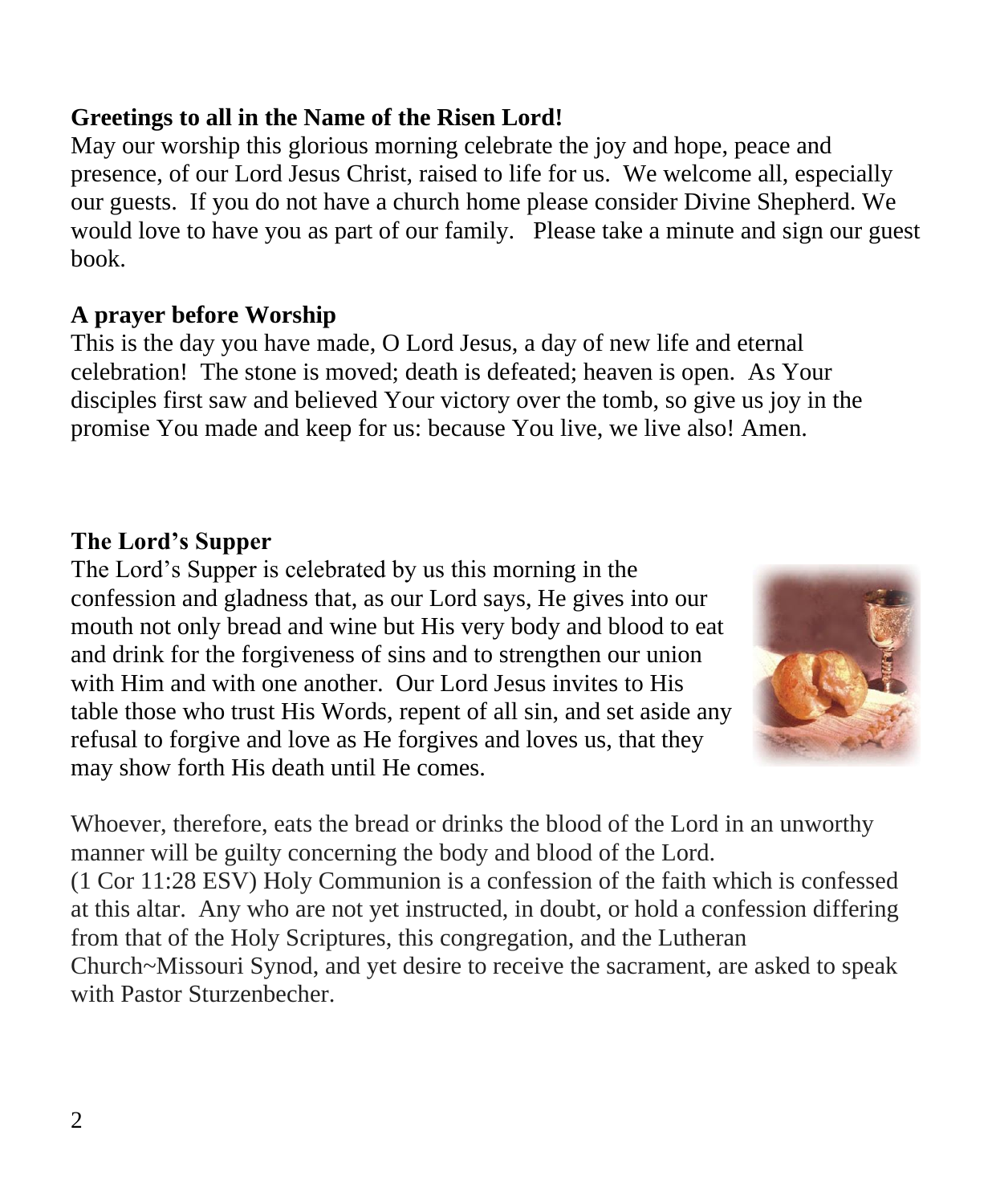**Greetings to all in the Name of the Risen Lord!**

May our worship this glorious morning celebrate the joy and hope, peace and presence, of our Lord Jesus Christ, raised to life for us. We welcome all, especially our guests. If you do not have a church home please consider Divine Shepherd. We would love to have you as part of our family. Please take a minute and sign our guest book.

**A prayer before Worship**

This is the day you have made, O Lord Jesus, a day of new life and eternal celebration! The stone is moved; death is defeated; heaven is open. As Your disciples first saw and believed Your victory over the tomb, so give us joy in the promise You made and keep for us: because You live, we live also! Amen.

**The Lord's Supper**

The Lord's Supper is celebrated by us this morning in the confession and gladness that, as our Lord says, He gives into our mouth not only bread and wine but His very body and blood to eat and drink for the forgiveness of sins and to strengthen our union with Him and with one another. Our Lord Jesus invites to His table those who trust His Words, repent of all sin, and set aside any refusal to forgive and love as He forgives and loves us, that they may show forth His death until He comes.

Whoever, therefore, eats the bread or drinks the blood of the Lord in an unworthy manner will be guilty concerning the body and blood of the Lord. (1 Cor 11:28 ESV) Holy Communion is a confession of the faith which is confessed at this altar. Any who are not yet instructed, in doubt, or hold a confession differing from that of the Holy Scriptures, this congregation, and the Lutheran Church~Missouri Synod, and yet desire to receive the sacrament, are asked to speak with Pastor Sturzenbecher.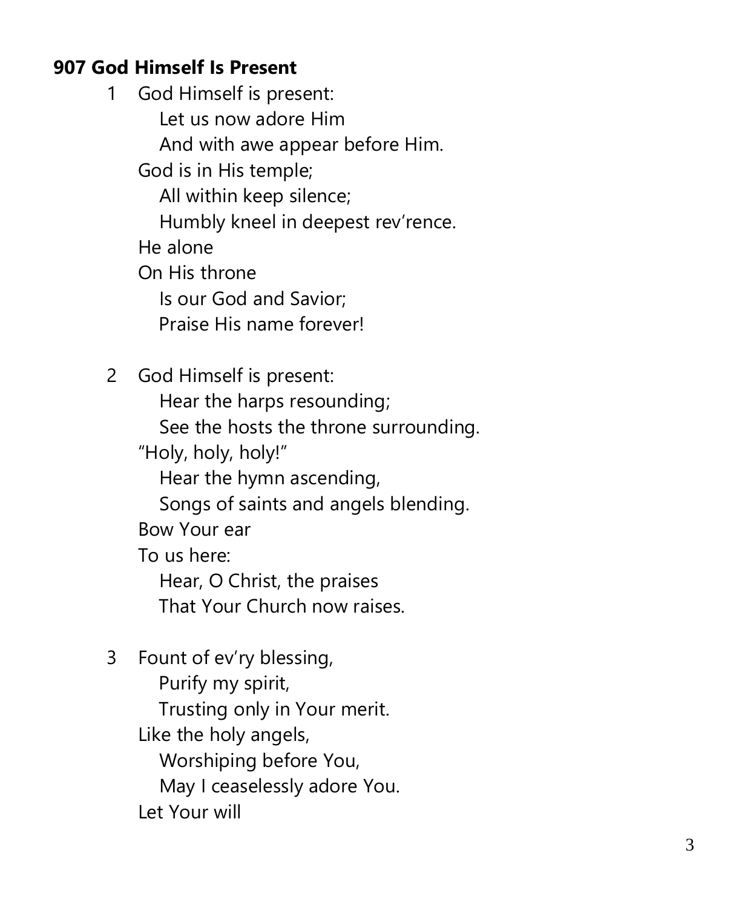**907 God Himself Is Present**

1 God Himself is present:
   Let us now adore Him
   And with awe appear before Him.
God is in His temple;
   All within keep silence;
   Humbly kneel in deepest rev'rence.
He alone
On His throne
   Is our God and Savior;
   Praise His name forever!

2 God Himself is present:
   Hear the harps resounding;
   See the hosts the throne surrounding.
"Holy, holy, holy!"
   Hear the hymn ascending,
   Songs of saints and angels blending.
Bow Your ear
To us here:
   Hear, O Christ, the praises
   That Your Church now raises.

3 Fount of ev'ry blessing,
   Purify my spirit,
   Trusting only in Your merit.
Like the holy angels,
   Worshiping before You,
   May I ceaselessly adore You.
Let Your will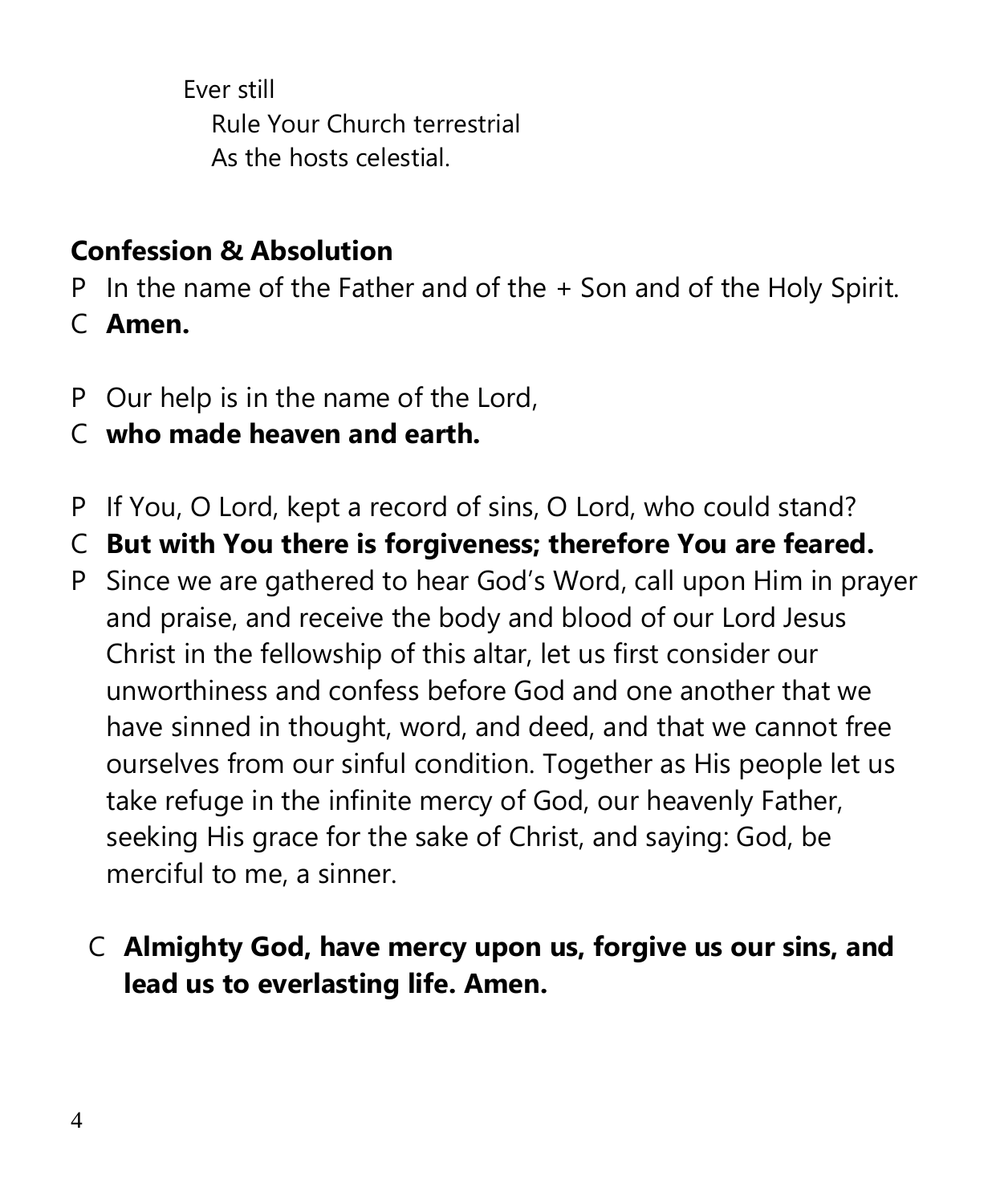Ever still
  Rule Your Church terrestrial
  As the hosts celestial.

**Confession & Absolution**

P In the name of the Father and of the + Son and of the Holy Spirit.

C **Amen.**

P Our help is in the name of the Lord,

C **who made heaven and earth.**

P If You, O Lord, kept a record of sins, O Lord, who could stand?

C **But with You there is forgiveness; therefore You are feared.**

P Since we are gathered to hear God's Word, call upon Him in prayer and praise, and receive the body and blood of our Lord Jesus Christ in the fellowship of this altar, let us first consider our unworthiness and confess before God and one another that we have sinned in thought, word, and deed, and that we cannot free ourselves from our sinful condition. Together as His people let us take refuge in the infinite mercy of God, our heavenly Father, seeking His grace for the sake of Christ, and saying: God, be merciful to me, a sinner.

C **Almighty God, have mercy upon us, forgive us our sins, and lead us to everlasting life. Amen.**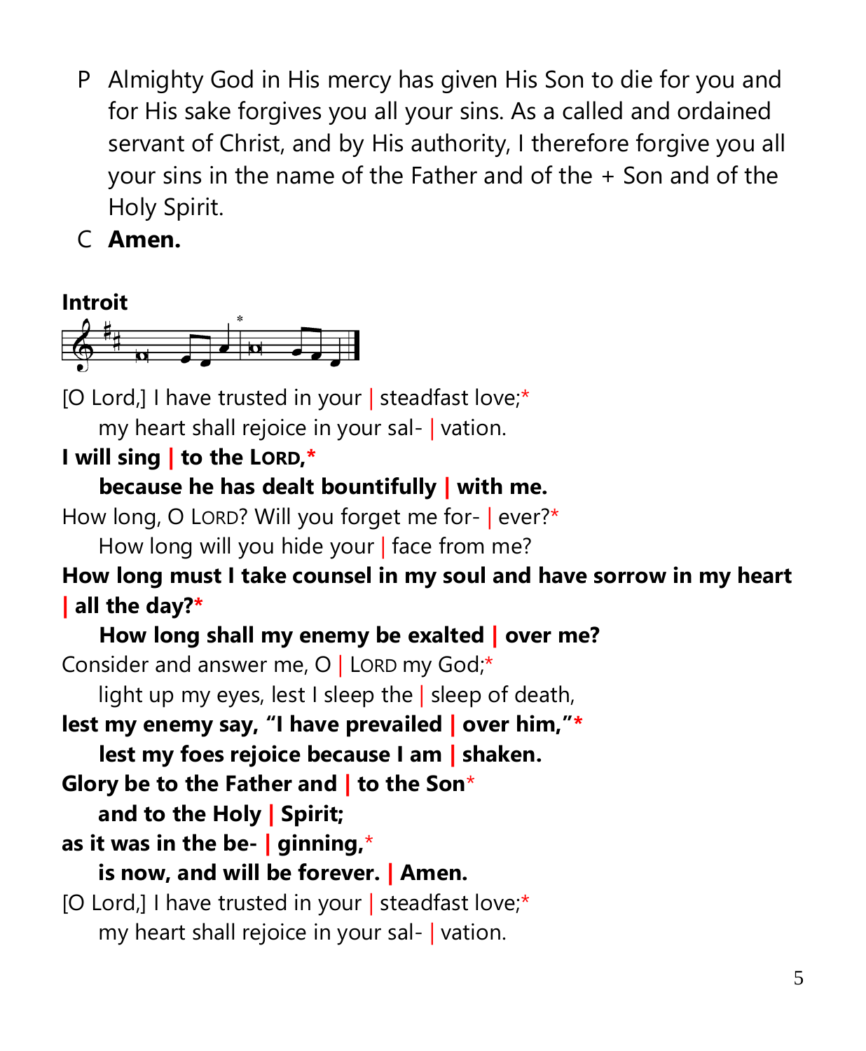P Almighty God in His mercy has given His Son to die for you and for His sake forgives you all your sins. As a called and ordained servant of Christ, and by His authority, I therefore forgive you all your sins in the name of the Father and of the + Son and of the Holy Spirit.

C **Amen.**

**Introit**

[O Lord,] I have trusted in your | steadfast love;*
  my heart shall rejoice in your sal- | vation.

**I will sing | to the LORD,***
  **because he has dealt bountifully | with me.**

How long, O LORD? Will you forget me for- | ever?*
  How long will you hide your | face from me?

**How long must I take counsel in my soul and have sorrow in my heart | all the day?***
  **How long shall my enemy be exalted | over me?**

Consider and answer me, O | LORD my God;*
  light up my eyes, lest I sleep the | sleep of death,

**lest my enemy say, "I have prevailed | over him,"***
  **lest my foes rejoice because I am | shaken.**

**Glory be to the Father and | to the Son***
  **and to the Holy | Spirit;**

**as it was in the be- | ginning,***
  **is now, and will be forever. | Amen.**

[O Lord,] I have trusted in your | steadfast love;*
  my heart shall rejoice in your sal- | vation.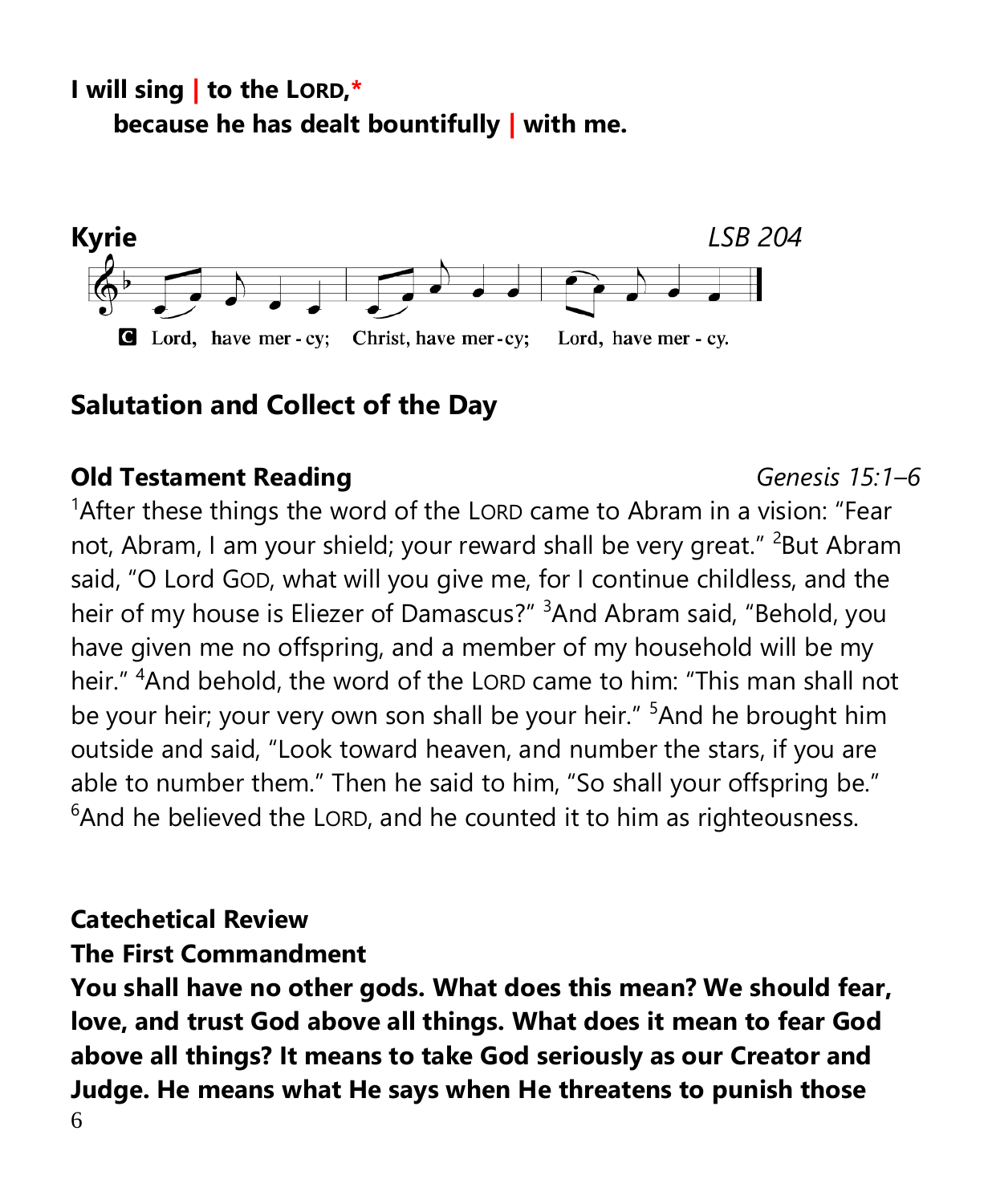**I will sing | to the LORD,***
**because he has dealt bountifully | with me.**

**Kyrie** *LSB 204*

C Lord, have mer - cy; Christ, have mer - cy; Lord, have mer - cy.

## Salutation and Collect of the Day

## Old Testament Reading *Genesis 15:1–6*

[1]After these things the word of the LORD came to Abram in a vision: "Fear not, Abram, I am your shield; your reward shall be very great." [2]But Abram said, "O Lord GOD, what will you give me, for I continue childless, and the heir of my house is Eliezer of Damascus?" [3]And Abram said, "Behold, you have given me no offspring, and a member of my household will be my heir." [4]And behold, the word of the LORD came to him: "This man shall not be your heir; your very own son shall be your heir." [5]And he brought him outside and said, "Look toward heaven, and number the stars, if you are able to number them." Then he said to him, "So shall your offspring be." [6]And he believed the LORD, and he counted it to him as righteousness.

## Catechetical Review

**The First Commandment**

**You shall have no other gods. What does this mean? We should fear, love, and trust God above all things. What does it mean to fear God above all things? It means to take God seriously as our Creator and Judge. He means what He says when He threatens to punish those**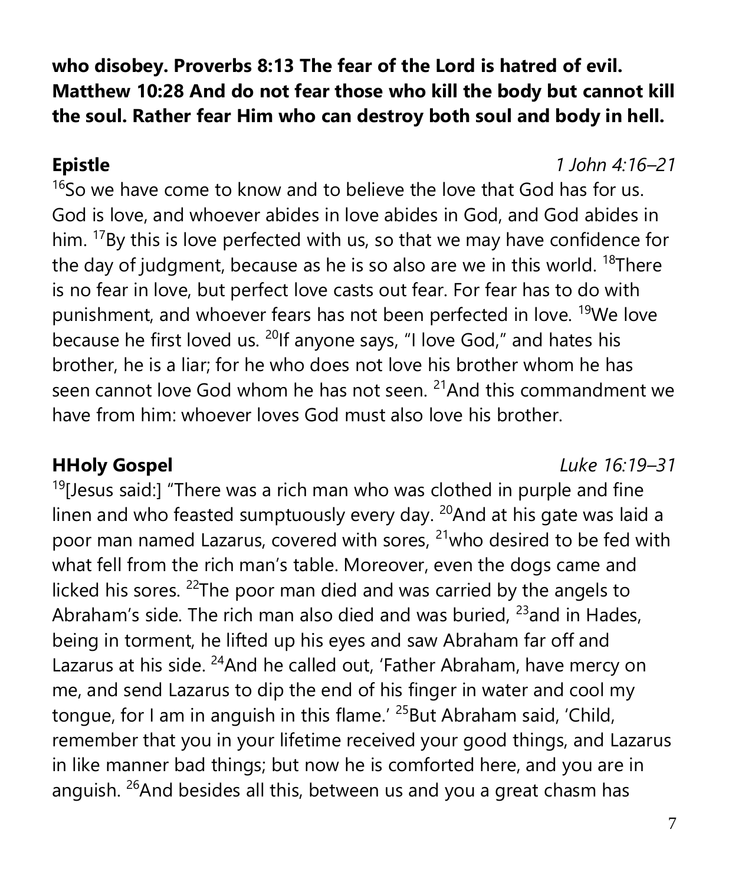**who disobey. Proverbs 8:13 The fear of the Lord is hatred of evil. Matthew 10:28 And do not fear those who kill the body but cannot kill the soul. Rather fear Him who can destroy both soul and body in hell.**

**Epistle** *1 John 4:16–21*

[16]So we have come to know and to believe the love that God has for us. God is love, and whoever abides in love abides in God, and God abides in him. [17]By this is love perfected with us, so that we may have confidence for the day of judgment, because as he is so also are we in this world. [18]There is no fear in love, but perfect love casts out fear. For fear has to do with punishment, and whoever fears has not been perfected in love. [19]We love because he first loved us. [20]If anyone says, "I love God," and hates his brother, he is a liar; for he who does not love his brother whom he has seen cannot love God whom he has not seen. [21]And this commandment we have from him: whoever loves God must also love his brother.

**HHoly Gospel** *Luke 16:19–31*

[19][Jesus said:] "There was a rich man who was clothed in purple and fine linen and who feasted sumptuously every day. [20]And at his gate was laid a poor man named Lazarus, covered with sores, [21]who desired to be fed with what fell from the rich man's table. Moreover, even the dogs came and licked his sores. [22]The poor man died and was carried by the angels to Abraham's side. The rich man also died and was buried, [23]and in Hades, being in torment, he lifted up his eyes and saw Abraham far off and Lazarus at his side. [24]And he called out, 'Father Abraham, have mercy on me, and send Lazarus to dip the end of his finger in water and cool my tongue, for I am in anguish in this flame.' [25]But Abraham said, 'Child, remember that you in your lifetime received your good things, and Lazarus in like manner bad things; but now he is comforted here, and you are in anguish. [26]And besides all this, between us and you a great chasm has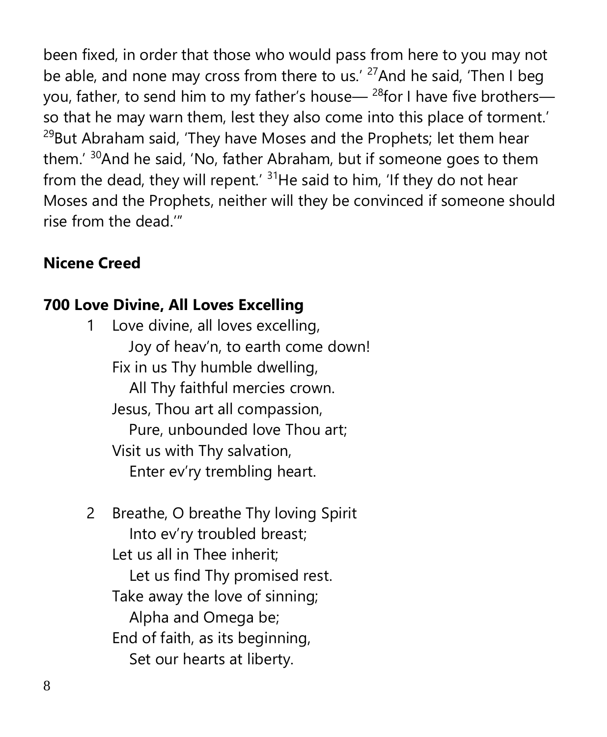been fixed, in order that those who would pass from here to you may not be able, and none may cross from there to us.' [27]And he said, 'Then I beg you, father, to send him to my father's house— [28]for I have five brothers—so that he may warn them, lest they also come into this place of torment.' [29]But Abraham said, 'They have Moses and the Prophets; let them hear them.' [30]And he said, 'No, father Abraham, but if someone goes to them from the dead, they will repent.' [31]He said to him, 'If they do not hear Moses and the Prophets, neither will they be convinced if someone should rise from the dead.'"

**Nicene Creed**

**700 Love Divine, All Loves Excelling**

1 Love divine, all loves excelling,
   Joy of heav'n, to earth come down!
Fix in us Thy humble dwelling,
   All Thy faithful mercies crown.
Jesus, Thou art all compassion,
   Pure, unbounded love Thou art;
Visit us with Thy salvation,
   Enter ev'ry trembling heart.

2 Breathe, O breathe Thy loving Spirit
   Into ev'ry troubled breast;
Let us all in Thee inherit;
   Let us find Thy promised rest.
Take away the love of sinning;
   Alpha and Omega be;
End of faith, as its beginning,
   Set our hearts at liberty.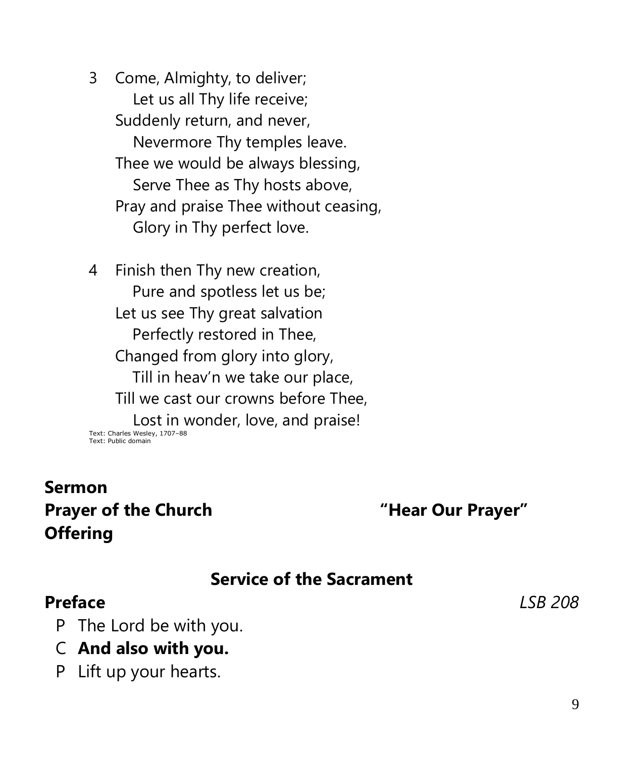3 Come, Almighty, to deliver;
  Let us all Thy life receive;
 Suddenly return, and never,
  Nevermore Thy temples leave.
 Thee we would be always blessing,
  Serve Thee as Thy hosts above,
 Pray and praise Thee without ceasing,
  Glory in Thy perfect love.

4 Finish then Thy new creation,
  Pure and spotless let us be;
 Let us see Thy great salvation
  Perfectly restored in Thee,
 Changed from glory into glory,
  Till in heav'n we take our place,
 Till we cast our crowns before Thee,
  Lost in wonder, love, and praise!

Text: Charles Wesley, 1707–88
Text: Public domain

**Sermon**

**Prayer of the Church** **"Hear Our Prayer"**

**Offering**

## Service of the Sacrament

**Preface** *LSB 208*

P The Lord be with you.

C **And also with you.**

P Lift up your hearts.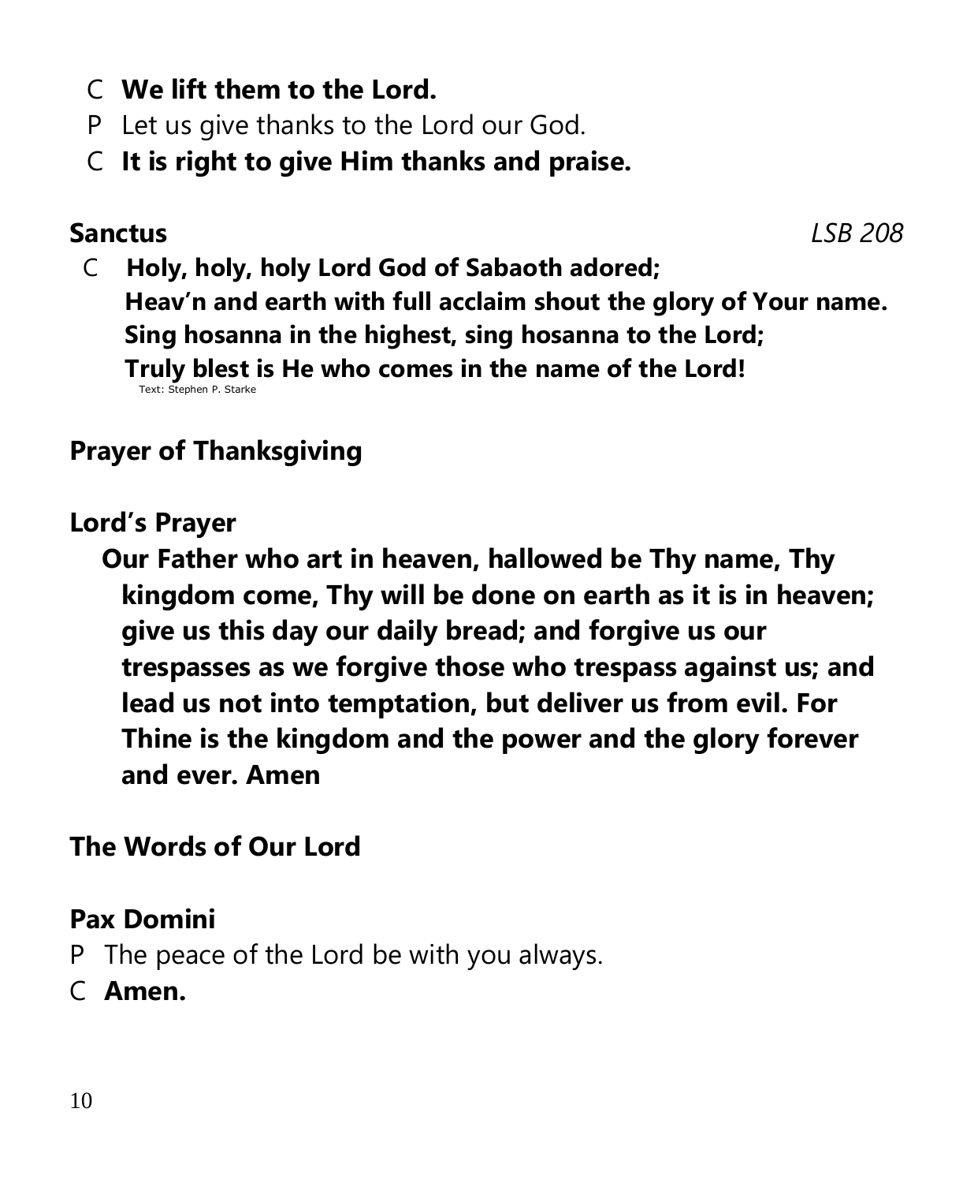C **We lift them to the Lord.**

P Let us give thanks to the Lord our God.

C **It is right to give Him thanks and praise.**

**Sanctus** *LSB 208*

C **Holy, holy, holy Lord God of Sabaoth adored;**
**Heav'n and earth with full acclaim shout the glory of Your name.**
**Sing hosanna in the highest, sing hosanna to the Lord;**
**Truly blest is He who comes in the name of the Lord!**

Text: Stephen P. Starke

**Prayer of Thanksgiving**

**Lord's Prayer**

**Our Father who art in heaven, hallowed be Thy name, Thy kingdom come, Thy will be done on earth as it is in heaven; give us this day our daily bread; and forgive us our trespasses as we forgive those who trespass against us; and lead us not into temptation, but deliver us from evil. For Thine is the kingdom and the power and the glory forever and ever. Amen**

**The Words of Our Lord**

**Pax Domini**

P The peace of the Lord be with you always.

C **Amen.**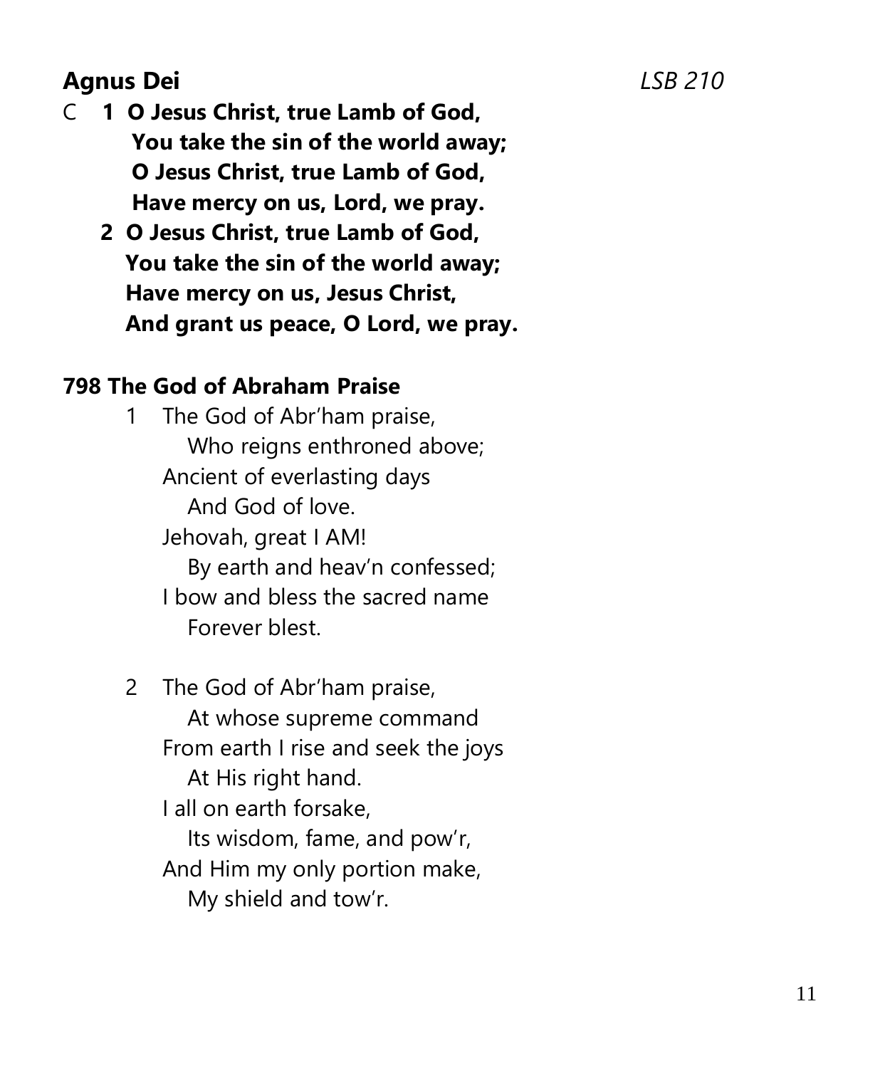**Agnus Dei** *LSB 210*

C **1 O Jesus Christ, true Lamb of God,**
**You take the sin of the world away;**
**O Jesus Christ, true Lamb of God,**
**Have mercy on us, Lord, we pray.**

**2 O Jesus Christ, true Lamb of God,**
**You take the sin of the world away;**
**Have mercy on us, Jesus Christ,**
**And grant us peace, O Lord, we pray.**

**798 The God of Abraham Praise**

1 The God of Abr'ham praise,
  Who reigns enthroned above;
Ancient of everlasting days
  And God of love.
Jehovah, great I AM!
  By earth and heav'n confessed;
I bow and bless the sacred name
  Forever blest.

2 The God of Abr'ham praise,
  At whose supreme command
From earth I rise and seek the joys
  At His right hand.
I all on earth forsake,
  Its wisdom, fame, and pow'r,
And Him my only portion make,
  My shield and tow'r.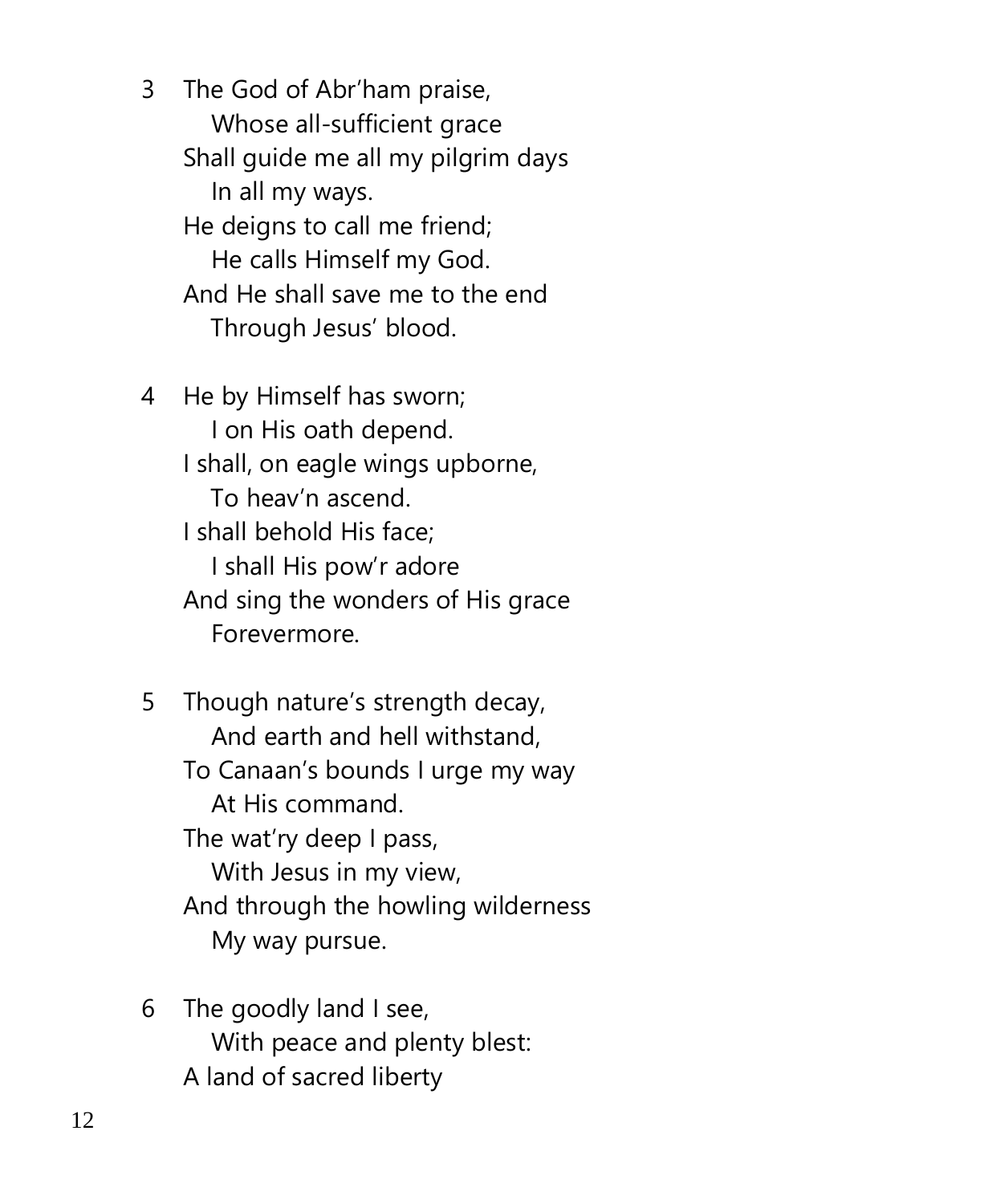3 The God of Abr'ham praise,
   Whose all-sufficient grace
Shall guide me all my pilgrim days
   In all my ways.
He deigns to call me friend;
   He calls Himself my God.
And He shall save me to the end
   Through Jesus' blood.

4 He by Himself has sworn;
   I on His oath depend.
I shall, on eagle wings upborne,
   To heav'n ascend.
I shall behold His face;
   I shall His pow'r adore
And sing the wonders of His grace
   Forevermore.

5 Though nature's strength decay,
   And earth and hell withstand,
To Canaan's bounds I urge my way
   At His command.
The wat'ry deep I pass,
   With Jesus in my view,
And through the howling wilderness
   My way pursue.

6 The goodly land I see,
   With peace and plenty blest:
A land of sacred liberty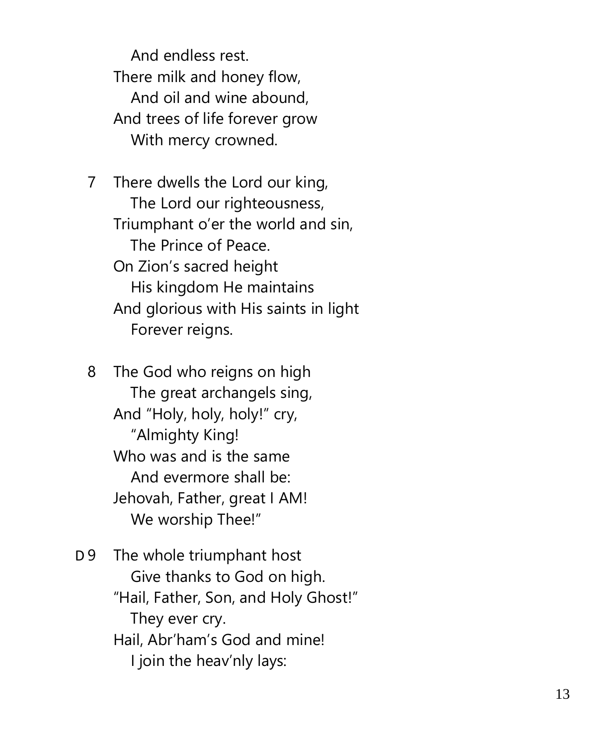And endless rest.
There milk and honey flow,
And oil and wine abound,
And trees of life forever grow
With mercy crowned.

7 There dwells the Lord our king,
The Lord our righteousness,
Triumphant o'er the world and sin,
The Prince of Peace.
On Zion's sacred height
His kingdom He maintains
And glorious with His saints in light
Forever reigns.

8 The God who reigns on high
The great archangels sing,
And "Holy, holy, holy!" cry,
"Almighty King!
Who was and is the same
And evermore shall be:
Jehovah, Father, great I AM!
We worship Thee!"

D 9 The whole triumphant host
Give thanks to God on high.
"Hail, Father, Son, and Holy Ghost!"
They ever cry.
Hail, Abr'ham's God and mine!
I join the heav'nly lays: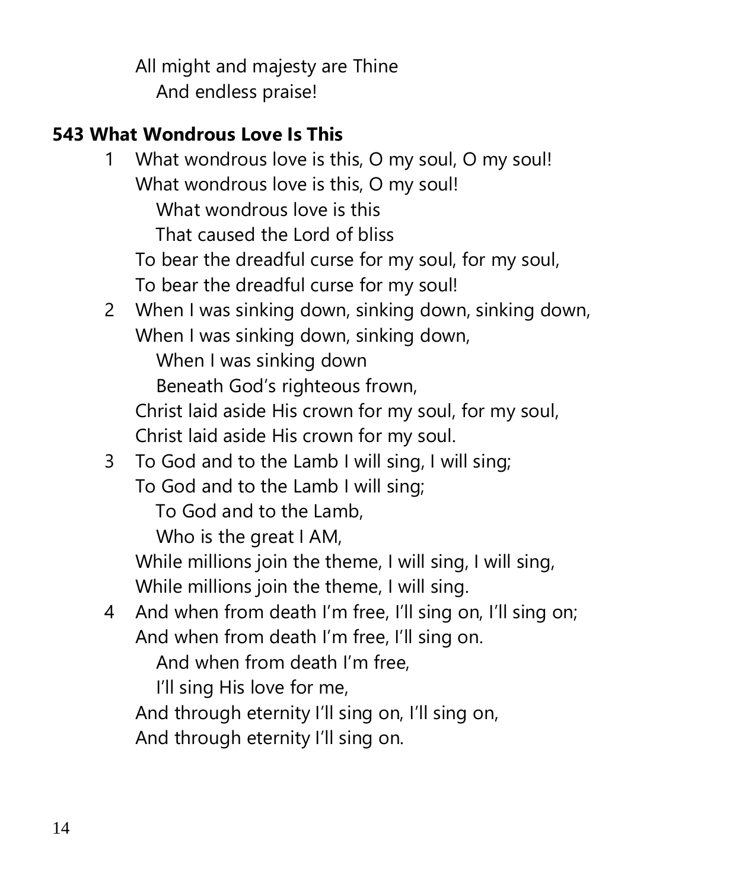All might and majesty are Thine
And endless praise!

**543 What Wondrous Love Is This**

1 What wondrous love is this, O my soul, O my soul!
What wondrous love is this, O my soul!
What wondrous love is this
That caused the Lord of bliss
To bear the dreadful curse for my soul, for my soul,
To bear the dreadful curse for my soul!

2 When I was sinking down, sinking down, sinking down,
When I was sinking down, sinking down,
When I was sinking down
Beneath God's righteous frown,
Christ laid aside His crown for my soul, for my soul,
Christ laid aside His crown for my soul.

3 To God and to the Lamb I will sing, I will sing;
To God and to the Lamb I will sing;
To God and to the Lamb,
Who is the great I AM,
While millions join the theme, I will sing, I will sing,
While millions join the theme, I will sing.

4 And when from death I'm free, I'll sing on, I'll sing on;
And when from death I'm free, I'll sing on.
And when from death I'm free,
I'll sing His love for me,
And through eternity I'll sing on, I'll sing on,
And through eternity I'll sing on.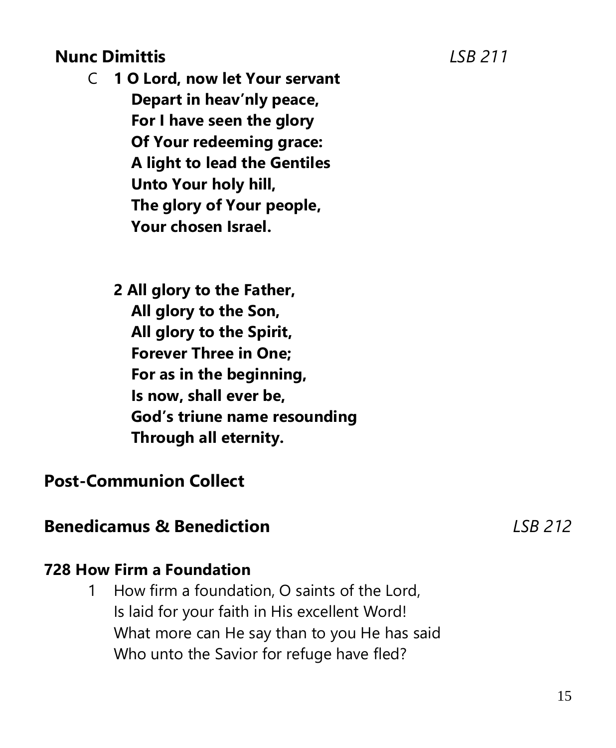## Nunc Dimittis *LSB 211*

C **1 O Lord, now let Your servant**
**Depart in heav'nly peace,**
**For I have seen the glory**
**Of Your redeeming grace:**
**A light to lead the Gentiles**
**Unto Your holy hill,**
**The glory of Your people,**
**Your chosen Israel.**

**2 All glory to the Father,**
**All glory to the Son,**
**All glory to the Spirit,**
**Forever Three in One;**
**For as in the beginning,**
**Is now, shall ever be,**
**God's triune name resounding**
**Through all eternity.**

## Post-Communion Collect

## Benedicamus & Benediction *LSB 212*

### 728 How Firm a Foundation

1 How firm a foundation, O saints of the Lord,
Is laid for your faith in His excellent Word!
What more can He say than to you He has said
Who unto the Savior for refuge have fled?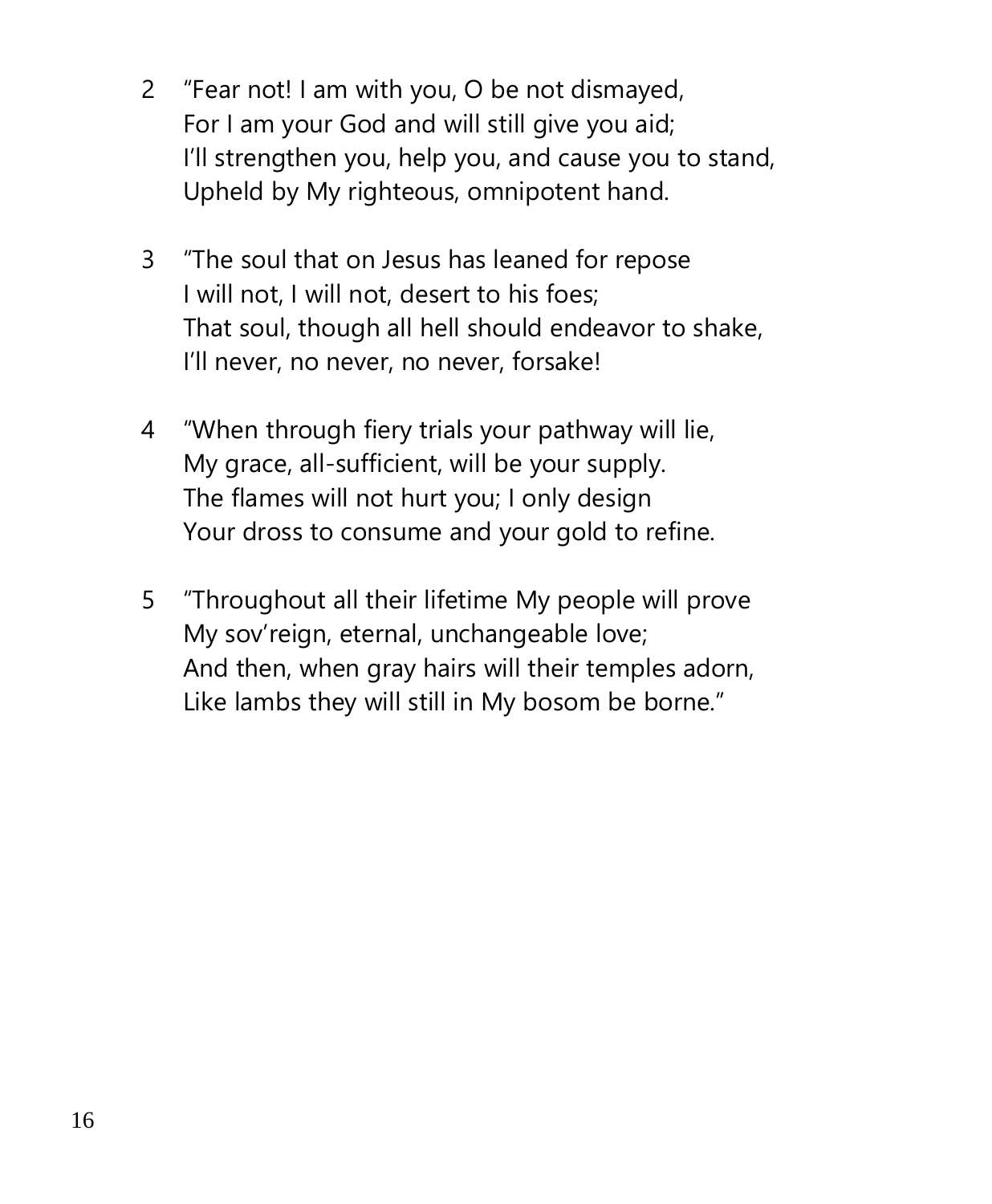2 “Fear not! I am with you, O be not dismayed,  
For I am your God and will still give you aid;  
I’ll strengthen you, help you, and cause you to stand,  
Upheld by My righteous, omnipotent hand.

3 “The soul that on Jesus has leaned for repose  
I will not, I will not, desert to his foes;  
That soul, though all hell should endeavor to shake,  
I’ll never, no never, no never, forsake!

4 “When through fiery trials your pathway will lie,  
My grace, all-sufficient, will be your supply.  
The flames will not hurt you; I only design  
Your dross to consume and your gold to refine.

5 “Throughout all their lifetime My people will prove  
My sov’reign, eternal, unchangeable love;  
And then, when gray hairs will their temples adorn,  
Like lambs they will still in My bosom be borne.”